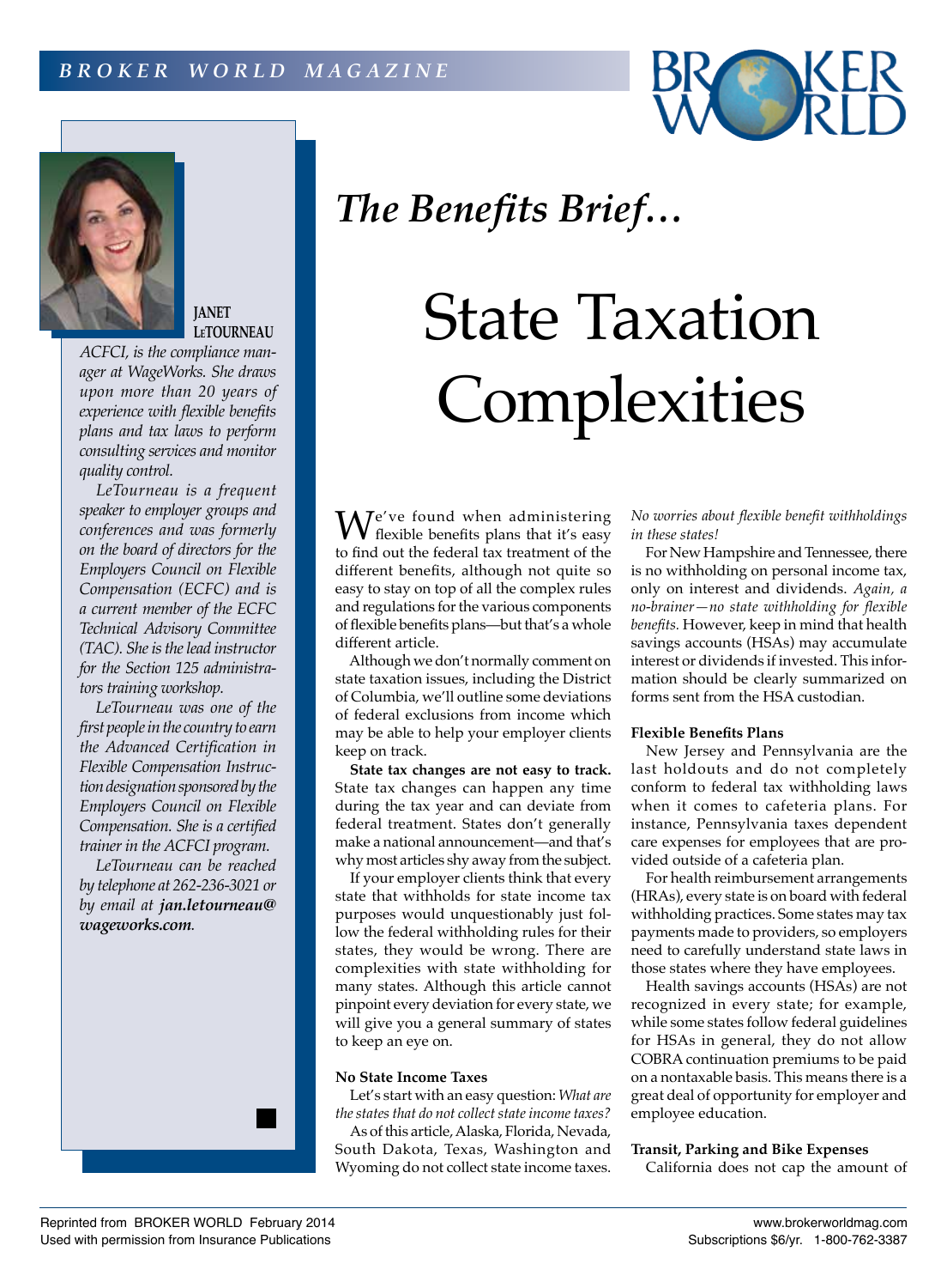*The Benefits Brief…*

# State Taxation Complexities

**JANET LETOURNEAU**

*ACFCI, is the compliance manager at WageWorks. She draws upon more than 20 years of experience with flexible benefits plans and tax laws to perform consulting services and monitor quality control.*

*LeTourneau is a frequent speaker to employer groups and conferences and was formerly on the board of directors for the Employers Council on Flexible Compensation (ECFC) and is a current member of the ECFC Technical Advisory Committee (TAC). She is the lead instructor for the Section 125 administrators training workshop.*

*LeTourneau was one of the first people in the country to earn the Advanced Certification in Flexible Compensation Instruction designation sponsored by the Employers Council on Flexible Compensation. She is a certified trainer in the ACFCI program.*

*LeTourneau can be reached by telephone at 262-236-3021 or by email at* ***jan.letourneau@wageworks.com****.*

We've found when administering flexible benefits plans that it's easy to find out the federal tax treatment of the different benefits, although not quite so easy to stay on top of all the complex rules and regulations for the various components of flexible benefits plans—but that's a whole different article.

Although we don't normally comment on state taxation issues, including the District of Columbia, we'll outline some deviations of federal exclusions from income which may be able to help your employer clients keep on track.

**State tax changes are not easy to track.** State tax changes can happen any time during the tax year and can deviate from federal treatment. States don't generally make a national announcement—and that's why most articles shy away from the subject.

If your employer clients think that every state that withholds for state income tax purposes would unquestionably just follow the federal withholding rules for their states, they would be wrong. There are complexities with state withholding for many states. Although this article cannot pinpoint every deviation for every state, we will give you a general summary of states to keep an eye on.

### No State Income Taxes

Let's start with an easy question: *What are the states that do not collect state income taxes?*

As of this article, Alaska, Florida, Nevada, South Dakota, Texas, Washington and Wyoming do not collect state income taxes. *No worries about flexible benefit withholdings in these states!*

For New Hampshire and Tennessee, there is no withholding on personal income tax, only on interest and dividends. *Again, a no-brainer—no state withholding for flexible benefits.* However, keep in mind that health savings accounts (HSAs) may accumulate interest or dividends if invested. This information should be clearly summarized on forms sent from the HSA custodian.

### Flexible Benefits Plans

New Jersey and Pennsylvania are the last holdouts and do not completely conform to federal tax withholding laws when it comes to cafeteria plans. For instance, Pennsylvania taxes dependent care expenses for employees that are provided outside of a cafeteria plan.

For health reimbursement arrangements (HRAs), every state is on board with federal withholding practices. Some states may tax payments made to providers, so employers need to carefully understand state laws in those states where they have employees.

Health savings accounts (HSAs) are not recognized in every state; for example, while some states follow federal guidelines for HSAs in general, they do not allow COBRA continuation premiums to be paid on a nontaxable basis. This means there is a great deal of opportunity for employer and employee education.

### Transit, Parking and Bike Expenses

California does not cap the amount of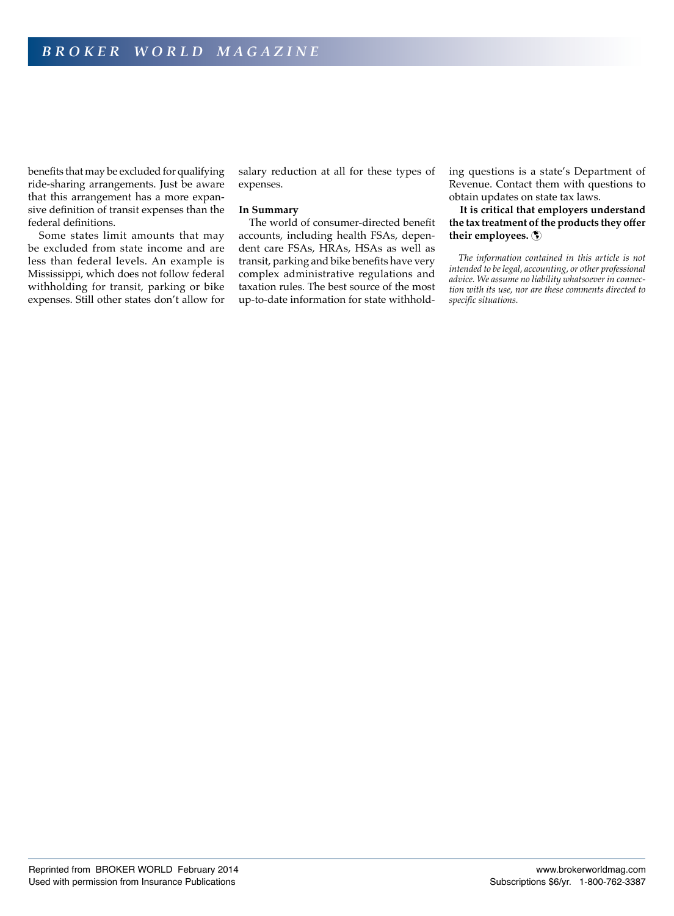benefits that may be excluded for qualifying ride-sharing arrangements. Just be aware that this arrangement has a more expansive definition of transit expenses than the federal definitions.

Some states limit amounts that may be excluded from state income and are less than federal levels. An example is Mississippi, which does not follow federal withholding for transit, parking or bike expenses. Still other states don't allow for salary reduction at all for these types of expenses.

**In Summary**

The world of consumer-directed benefit accounts, including health FSAs, dependent care FSAs, HRAs, HSAs as well as transit, parking and bike benefits have very complex administrative regulations and taxation rules. The best source of the most up-to-date information for state withholding questions is a state's Department of Revenue. Contact them with questions to obtain updates on state tax laws.

**It is critical that employers understand the tax treatment of the products they offer their employees.**

*The information contained in this article is not intended to be legal, accounting, or other professional advice. We assume no liability whatsoever in connection with its use, nor are these comments directed to specific situations.*

Reprinted from BROKER WORLD February 2014
Used with permission from Insurance Publications

www.brokerworldmag.com
Subscriptions $6/yr. 1-800-762-3387